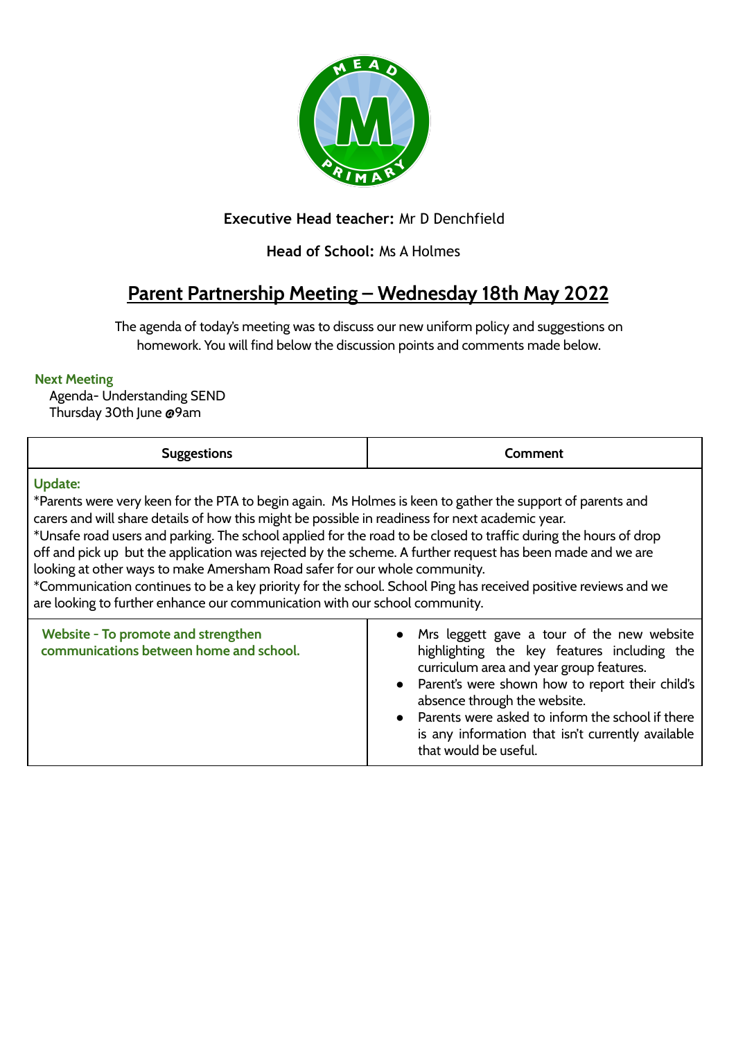**Executive Head teacher:** Mr D Denchfield

**Head of School:** Ms A Holmes

# Parent Partnership Meeting – Wednesday 18th May 2022

The agenda of today's meeting was to discuss our new uniform policy and suggestions on homework. You will find below the discussion points and comments made below.

**Next Meeting**

Agenda- Understanding SEND
Thursday 30th June @9am

| Suggestions | Comment |
|---|---|
| **Update:**<br>*Parents were very keen for the PTA to begin again. Ms Holmes is keen to gather the support of parents and carers and will share details of how this might be possible in readiness for next academic year.<br>*Unsafe road users and parking. The school applied for the road to be closed to traffic during the hours of drop off and pick up but the application was rejected by the scheme. A further request has been made and we are looking at other ways to make Amersham Road safer for our whole community.<br>*Communication continues to be a key priority for the school. School Ping has received positive reviews and we are looking to further enhance our communication with our school community. | |
| **Website - To promote and strengthen communications between home and school.** | • Mrs leggett gave a tour of the new website highlighting the key features including the curriculum area and year group features.<br>• Parent's were shown how to report their child's absence through the website.<br>• Parents were asked to inform the school if there is any information that isn't currently available that would be useful. |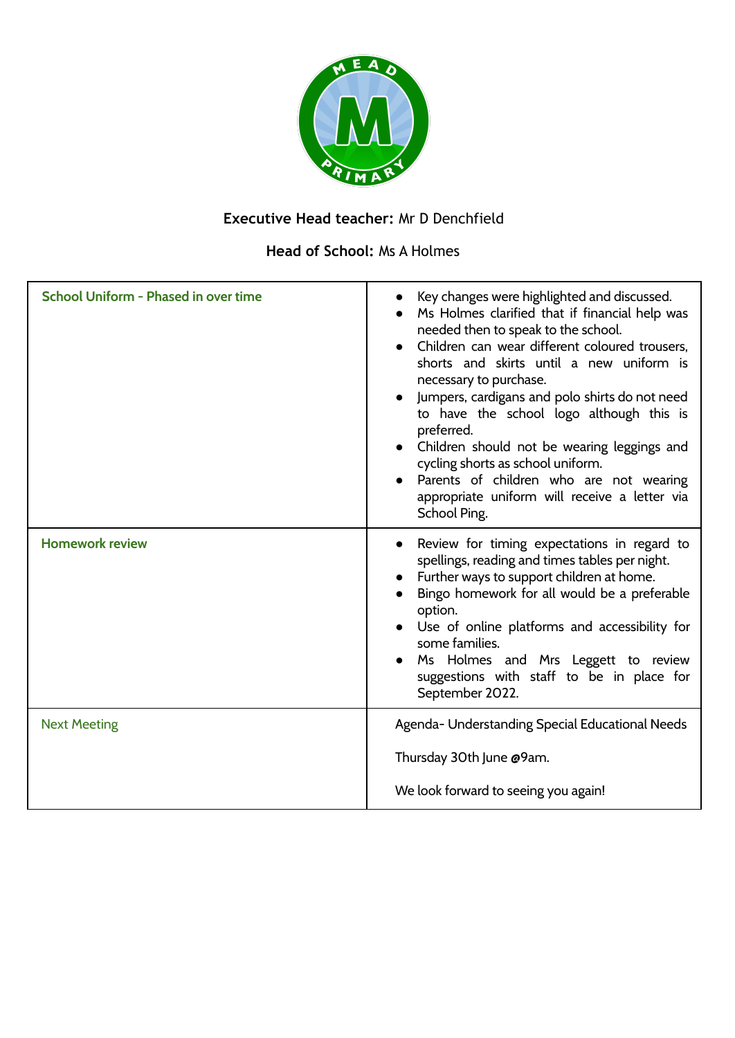**Executive Head teacher:** Mr D Denchfield

**Head of School:** Ms A Holmes

| | |
|---|---|
| School Uniform - Phased in over time | • Key changes were highlighted and discussed.<br>• Ms Holmes clarified that if financial help was needed then to speak to the school.<br>• Children can wear different coloured trousers, shorts and skirts until a new uniform is necessary to purchase.<br>• Jumpers, cardigans and polo shirts do not need to have the school logo although this is preferred.<br>• Children should not be wearing leggings and cycling shorts as school uniform.<br>• Parents of children who are not wearing appropriate uniform will receive a letter via School Ping. |
| Homework review | • Review for timing expectations in regard to spellings, reading and times tables per night.<br>• Further ways to support children at home.<br>• Bingo homework for all would be a preferable option.<br>• Use of online platforms and accessibility for some families.<br>• Ms Holmes and Mrs Leggett to review suggestions with staff to be in place for September 2022. |
| Next Meeting | Agenda- Understanding Special Educational Needs<br><br>Thursday 30th June @9am.<br><br>We look forward to seeing you again! |